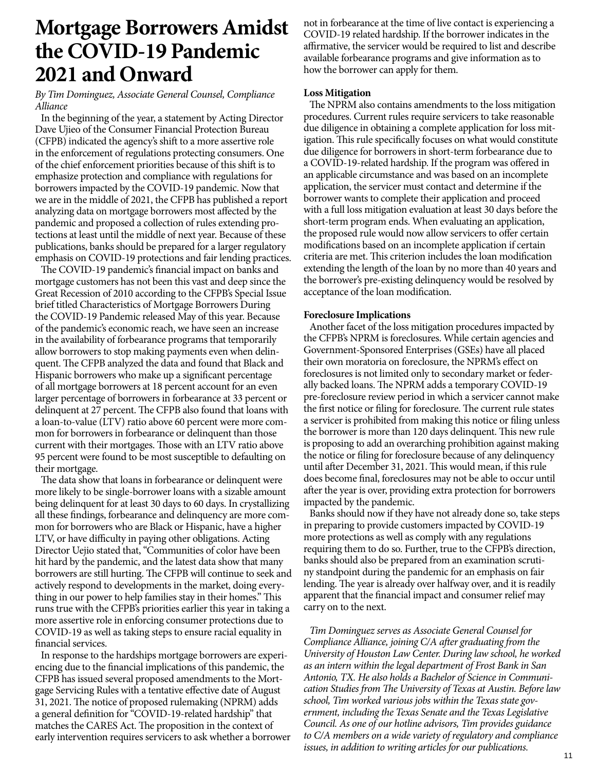# Mortgage Borrowers Amidst the COVID-19 Pandemic 2021 and Onward

*By Tim Dominguez, Associate General Counsel, Compliance Alliance*

In the beginning of the year, a statement by Acting Director Dave Ujieo of the Consumer Financial Protection Bureau (CFPB) indicated the agency's shift to a more assertive role in the enforcement of regulations protecting consumers. One of the chief enforcement priorities because of this shift is to emphasize protection and compliance with regulations for borrowers impacted by the COVID-19 pandemic. Now that we are in the middle of 2021, the CFPB has published a report analyzing data on mortgage borrowers most affected by the pandemic and proposed a collection of rules extending protections at least until the middle of next year. Because of these publications, banks should be prepared for a larger regulatory emphasis on COVID-19 protections and fair lending practices.

The COVID-19 pandemic's financial impact on banks and mortgage customers has not been this vast and deep since the Great Recession of 2010 according to the CFPB's Special Issue brief titled Characteristics of Mortgage Borrowers During the COVID-19 Pandemic released May of this year. Because of the pandemic's economic reach, we have seen an increase in the availability of forbearance programs that temporarily allow borrowers to stop making payments even when delinquent. The CFPB analyzed the data and found that Black and Hispanic borrowers who make up a significant percentage of all mortgage borrowers at 18 percent account for an even larger percentage of borrowers in forbearance at 33 percent or delinquent at 27 percent. The CFPB also found that loans with a loan-to-value (LTV) ratio above 60 percent were more common for borrowers in forbearance or delinquent than those current with their mortgages. Those with an LTV ratio above 95 percent were found to be most susceptible to defaulting on their mortgage.

The data show that loans in forbearance or delinquent were more likely to be single-borrower loans with a sizable amount being delinquent for at least 30 days to 60 days. In crystallizing all these findings, forbearance and delinquency are more common for borrowers who are Black or Hispanic, have a higher LTV, or have difficulty in paying other obligations. Acting Director Uejio stated that, "Communities of color have been hit hard by the pandemic, and the latest data show that many borrowers are still hurting. The CFPB will continue to seek and actively respond to developments in the market, doing everything in our power to help families stay in their homes." This runs true with the CFPB's priorities earlier this year in taking a more assertive role in enforcing consumer protections due to COVID-19 as well as taking steps to ensure racial equality in financial services.

In response to the hardships mortgage borrowers are experiencing due to the financial implications of this pandemic, the CFPB has issued several proposed amendments to the Mortgage Servicing Rules with a tentative effective date of August 31, 2021. The notice of proposed rulemaking (NPRM) adds a general definition for "COVID-19-related hardship" that matches the CARES Act. The proposition in the context of early intervention requires servicers to ask whether a borrower not in forbearance at the time of live contact is experiencing a COVID-19 related hardship. If the borrower indicates in the affirmative, the servicer would be required to list and describe available forbearance programs and give information as to how the borrower can apply for them.

**Loss Mitigation**

The NPRM also contains amendments to the loss mitigation procedures. Current rules require servicers to take reasonable due diligence in obtaining a complete application for loss mitigation. This rule specifically focuses on what would constitute due diligence for borrowers in short-term forbearance due to a COVID-19-related hardship. If the program was offered in an applicable circumstance and was based on an incomplete application, the servicer must contact and determine if the borrower wants to complete their application and proceed with a full loss mitigation evaluation at least 30 days before the short-term program ends. When evaluating an application, the proposed rule would now allow servicers to offer certain modifications based on an incomplete application if certain criteria are met. This criterion includes the loan modification extending the length of the loan by no more than 40 years and the borrower's pre-existing delinquency would be resolved by acceptance of the loan modification.

**Foreclosure Implications**

Another facet of the loss mitigation procedures impacted by the CFPB's NPRM is foreclosures. While certain agencies and Government-Sponsored Enterprises (GSEs) have all placed their own moratoria on foreclosure, the NPRM's effect on foreclosures is not limited only to secondary market or federally backed loans. The NPRM adds a temporary COVID-19 pre-foreclosure review period in which a servicer cannot make the first notice or filing for foreclosure. The current rule states a servicer is prohibited from making this notice or filing unless the borrower is more than 120 days delinquent. This new rule is proposing to add an overarching prohibition against making the notice or filing for foreclosure because of any delinquency until after December 31, 2021. This would mean, if this rule does become final, foreclosures may not be able to occur until after the year is over, providing extra protection for borrowers impacted by the pandemic.

Banks should now if they have not already done so, take steps in preparing to provide customers impacted by COVID-19 more protections as well as comply with any regulations requiring them to do so. Further, true to the CFPB's direction, banks should also be prepared from an examination scrutiny standpoint during the pandemic for an emphasis on fair lending. The year is already over halfway over, and it is readily apparent that the financial impact and consumer relief may carry on to the next.

*Tim Dominguez serves as Associate General Counsel for Compliance Alliance, joining C/A after graduating from the University of Houston Law Center. During law school, he worked as an intern within the legal department of Frost Bank in San Antonio, TX. He also holds a Bachelor of Science in Communication Studies from The University of Texas at Austin. Before law school, Tim worked various jobs within the Texas state government, including the Texas Senate and the Texas Legislative Council. As one of our hotline advisors, Tim provides guidance to C/A members on a wide variety of regulatory and compliance issues, in addition to writing articles for our publications.*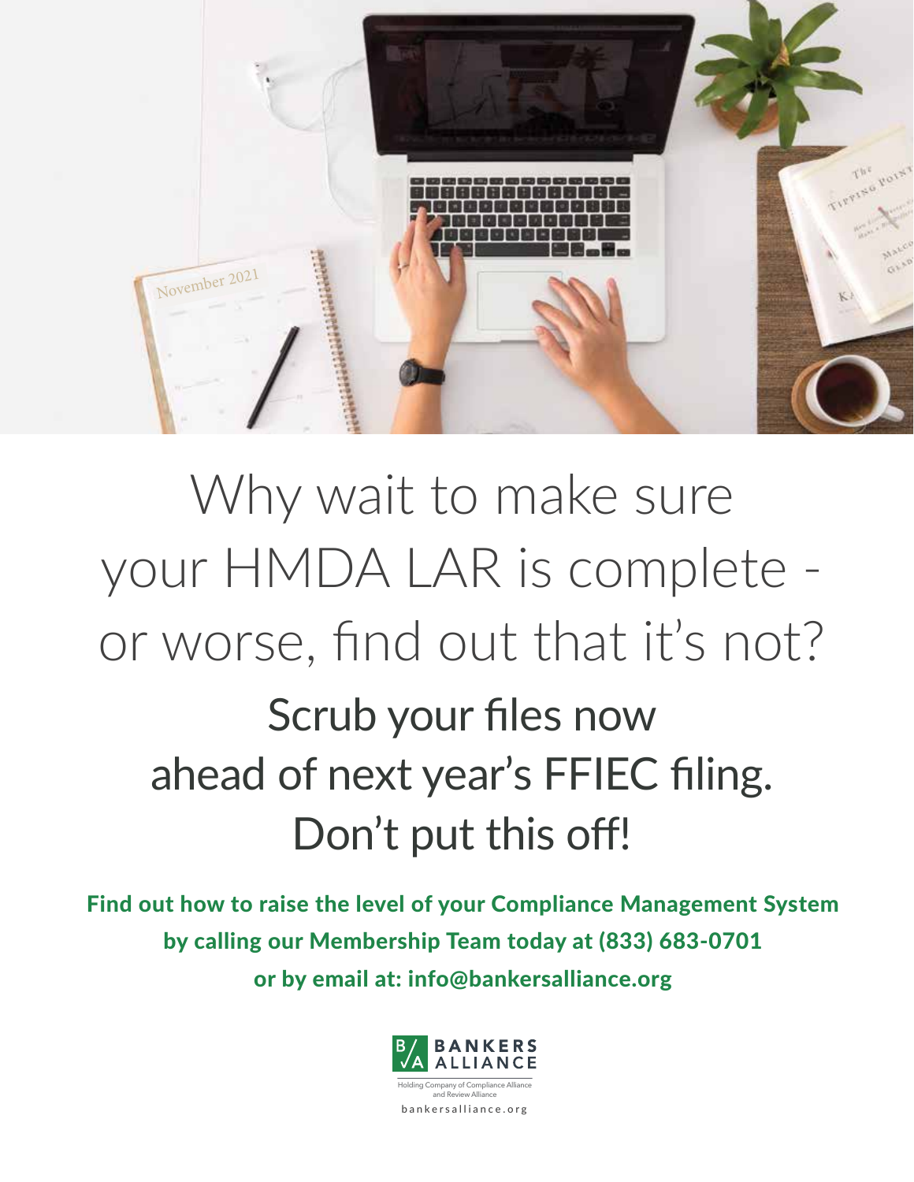# Why wait to make sure your HMDA LAR is complete - or worse, find out that it's not?

## Scrub your files now ahead of next year's FFIEC filing. Don't put this off!

**Find out how to raise the level of your Compliance Management System by calling our Membership Team today at (833) 683-0701 or by email at: info@bankersalliance.org**

BANKERS ALLIANCE

Holding Company of Compliance Alliance and Review Alliance

bankersalliance.org